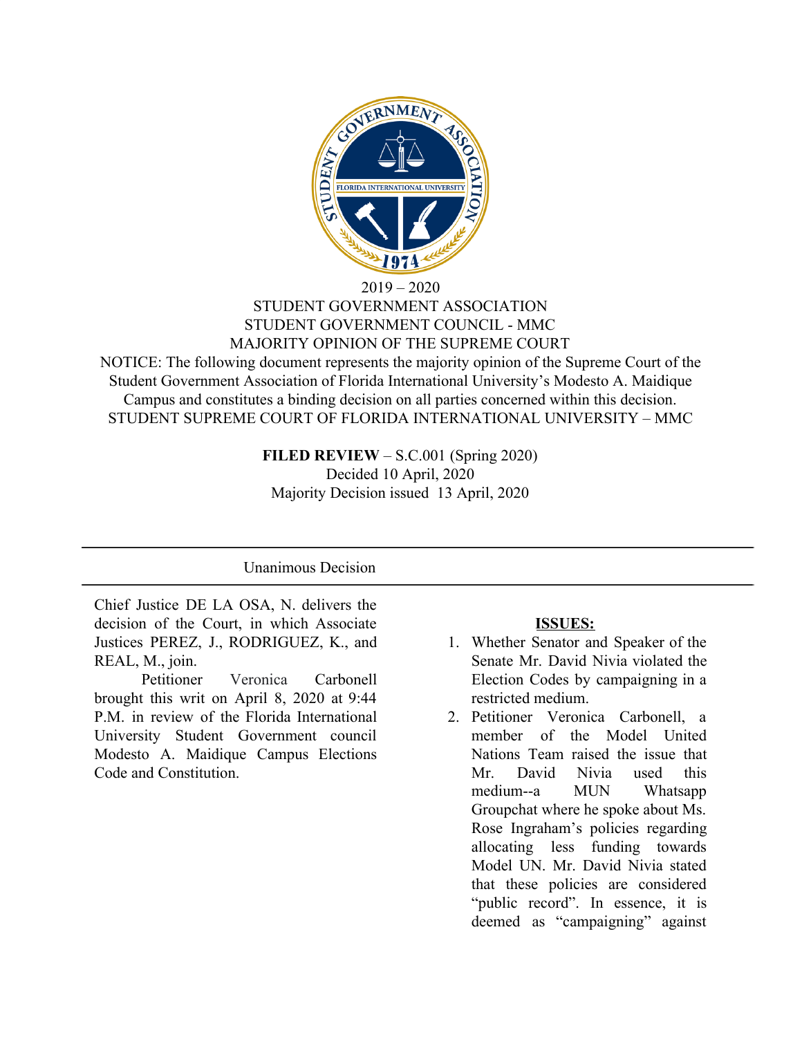2019 – 2020

STUDENT GOVERNMENT ASSOCIATION

STUDENT GOVERNMENT COUNCIL - MMC

MAJORITY OPINION OF THE SUPREME COURT

NOTICE: The following document represents the majority opinion of the Supreme Court of the Student Government Association of Florida International University's Modesto A. Maidique Campus and constitutes a binding decision on all parties concerned within this decision.

STUDENT SUPREME COURT OF FLORIDA INTERNATIONAL UNIVERSITY – MMC

**FILED REVIEW** – S.C.001 (Spring 2020)

Decided 10 April, 2020

Majority Decision issued 13 April, 2020

---

Unanimous Decision

---

Chief Justice DE LA OSA, N. delivers the decision of the Court, in which Associate Justices PEREZ, J., RODRIGUEZ, K., and REAL, M., join.

Petitioner Veronica Carbonell brought this writ on April 8, 2020 at 9:44 P.M. in review of the Florida International University Student Government council Modesto A. Maidique Campus Elections Code and Constitution.

**ISSUES:**

1. Whether Senator and Speaker of the Senate Mr. David Nivia violated the Election Codes by campaigning in a restricted medium.
2. Petitioner Veronica Carbonell, a member of the Model United Nations Team raised the issue that Mr. David Nivia used this medium--a MUN Whatsapp Groupchat where he spoke about Ms. Rose Ingraham's policies regarding allocating less funding towards Model UN. Mr. David Nivia stated that these policies are considered "public record". In essence, it is deemed as "campaigning" against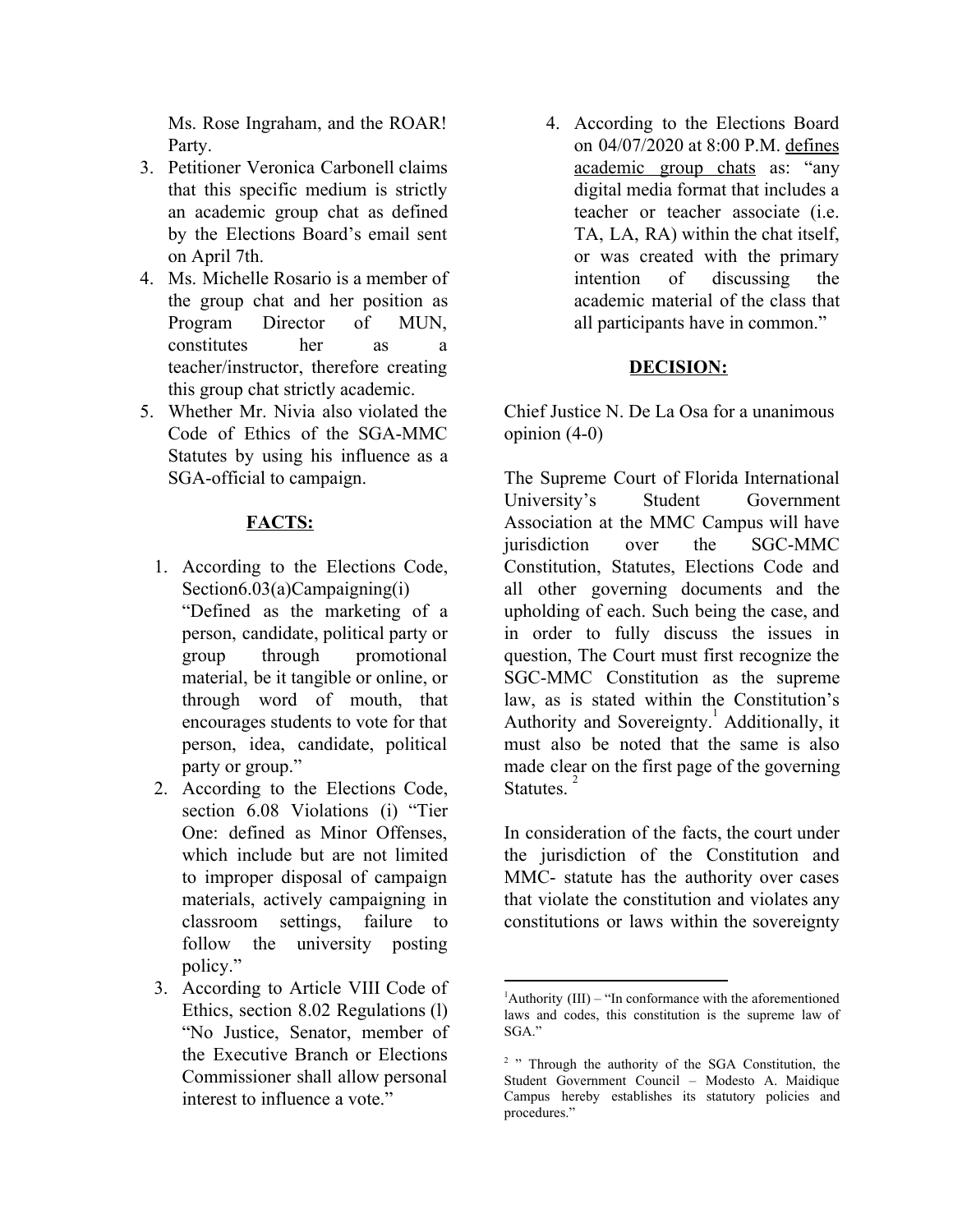Ms. Rose Ingraham, and the ROAR! Party.

3. Petitioner Veronica Carbonell claims that this specific medium is strictly an academic group chat as defined by the Elections Board's email sent on April 7th.
4. Ms. Michelle Rosario is a member of the group chat and her position as Program Director of MUN, constitutes her as a teacher/instructor, therefore creating this group chat strictly academic.
5. Whether Mr. Nivia also violated the Code of Ethics of the SGA-MMC Statutes by using his influence as a SGA-official to campaign.

## FACTS:

1. According to the Elections Code, Section6.03(a)Campaigning(i) "Defined as the marketing of a person, candidate, political party or group through promotional material, be it tangible or online, or through word of mouth, that encourages students to vote for that person, idea, candidate, political party or group."
2. According to the Elections Code, section 6.08 Violations (i) "Tier One: defined as Minor Offenses, which include but are not limited to improper disposal of campaign materials, actively campaigning in classroom settings, failure to follow the university posting policy."
3. According to Article VIII Code of Ethics, section 8.02 Regulations (l) "No Justice, Senator, member of the Executive Branch or Elections Commissioner shall allow personal interest to influence a vote."
4. According to the Elections Board on 04/07/2020 at 8:00 P.M. <u>defines academic group chats</u> as: "any digital media format that includes a teacher or teacher associate (i.e. TA, LA, RA) within the chat itself, or was created with the primary intention of discussing the academic material of the class that all participants have in common."

## DECISION:

Chief Justice N. De La Osa for a unanimous opinion (4-0)

The Supreme Court of Florida International University's Student Government Association at the MMC Campus will have jurisdiction over the SGC-MMC Constitution, Statutes, Elections Code and all other governing documents and the upholding of each. Such being the case, and in order to fully discuss the issues in question, The Court must first recognize the SGC-MMC Constitution as the supreme law, as is stated within the Constitution's Authority and Sovereignty.[1] Additionally, it must also be noted that the same is also made clear on the first page of the governing Statutes. [2]

In consideration of the facts, the court under the jurisdiction of the Constitution and MMC- statute has the authority over cases that violate the constitution and violates any constitutions or laws within the sovereignty

---

[1]Authority (III) – "In conformance with the aforementioned laws and codes, this constitution is the supreme law of SGA."

[2] " Through the authority of the SGA Constitution, the Student Government Council – Modesto A. Maidique Campus hereby establishes its statutory policies and procedures."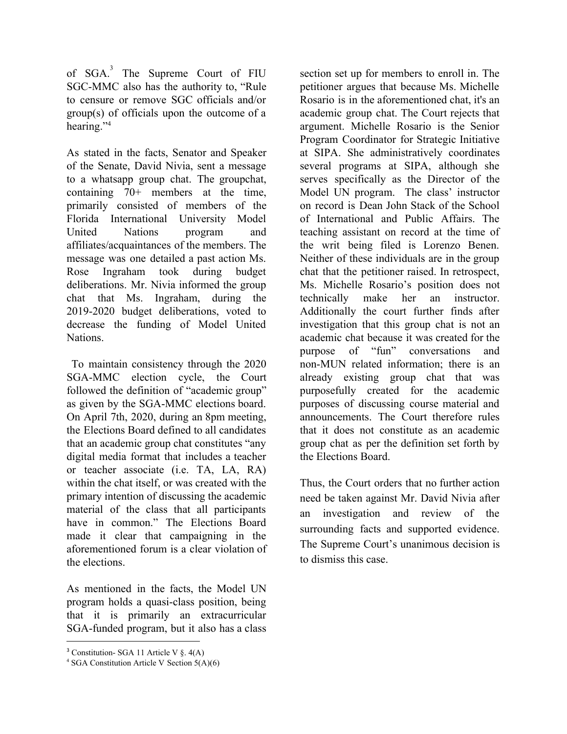of SGA.[3] The Supreme Court of FIU SGC-MMC also has the authority to, "Rule to censure or remove SGC officials and/or group(s) of officials upon the outcome of a hearing."[4]

As stated in the facts, Senator and Speaker of the Senate, David Nivia, sent a message to a whatsapp group chat. The groupchat, containing 70+ members at the time, primarily consisted of members of the Florida International University Model United Nations program and affiliates/acquaintances of the members. The message was one detailed a past action Ms. Rose Ingraham took during budget deliberations. Mr. Nivia informed the group chat that Ms. Ingraham, during the 2019-2020 budget deliberations, voted to decrease the funding of Model United Nations.

To maintain consistency through the 2020 SGA-MMC election cycle, the Court followed the definition of "academic group" as given by the SGA-MMC elections board. On April 7th, 2020, during an 8pm meeting, the Elections Board defined to all candidates that an academic group chat constitutes "any digital media format that includes a teacher or teacher associate (i.e. TA, LA, RA) within the chat itself, or was created with the primary intention of discussing the academic material of the class that all participants have in common." The Elections Board made it clear that campaigning in the aforementioned forum is a clear violation of the elections.

As mentioned in the facts, the Model UN program holds a quasi-class position, being that it is primarily an extracurricular SGA-funded program, but it also has a class section set up for members to enroll in. The petitioner argues that because Ms. Michelle Rosario is in the aforementioned chat, it's an academic group chat. The Court rejects that argument. Michelle Rosario is the Senior Program Coordinator for Strategic Initiative at SIPA. She administratively coordinates several programs at SIPA, although she serves specifically as the Director of the Model UN program. The class' instructor on record is Dean John Stack of the School of International and Public Affairs. The teaching assistant on record at the time of the writ being filed is Lorenzo Benen. Neither of these individuals are in the group chat that the petitioner raised. In retrospect, Ms. Michelle Rosario's position does not technically make her an instructor. Additionally the court further finds after investigation that this group chat is not an academic chat because it was created for the purpose of "fun" conversations and non-MUN related information; there is an already existing group chat that was purposefully created for the academic purposes of discussing course material and announcements. The Court therefore rules that it does not constitute as an academic group chat as per the definition set forth by the Elections Board.

Thus, the Court orders that no further action need be taken against Mr. David Nivia after an investigation and review of the surrounding facts and supported evidence. The Supreme Court's unanimous decision is to dismiss this case.

---

[3] Constitution- SGA 11 Article V §. 4(A)

[4] SGA Constitution Article V Section 5(A)(6)